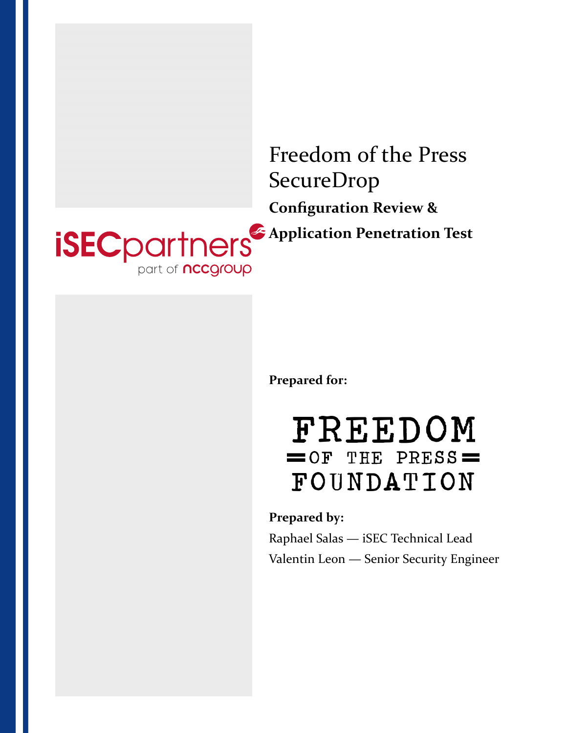# Freedom of the Press SecureDrop

## Configuration Review & Application Penetration Test

iSECpartners
part of nccgroup

**Prepared for:**

FREEDOM
OF THE PRESS
FOUNDATION

**Prepared by:**

Raphael Salas — iSEC Technical Lead

Valentin Leon — Senior Security Engineer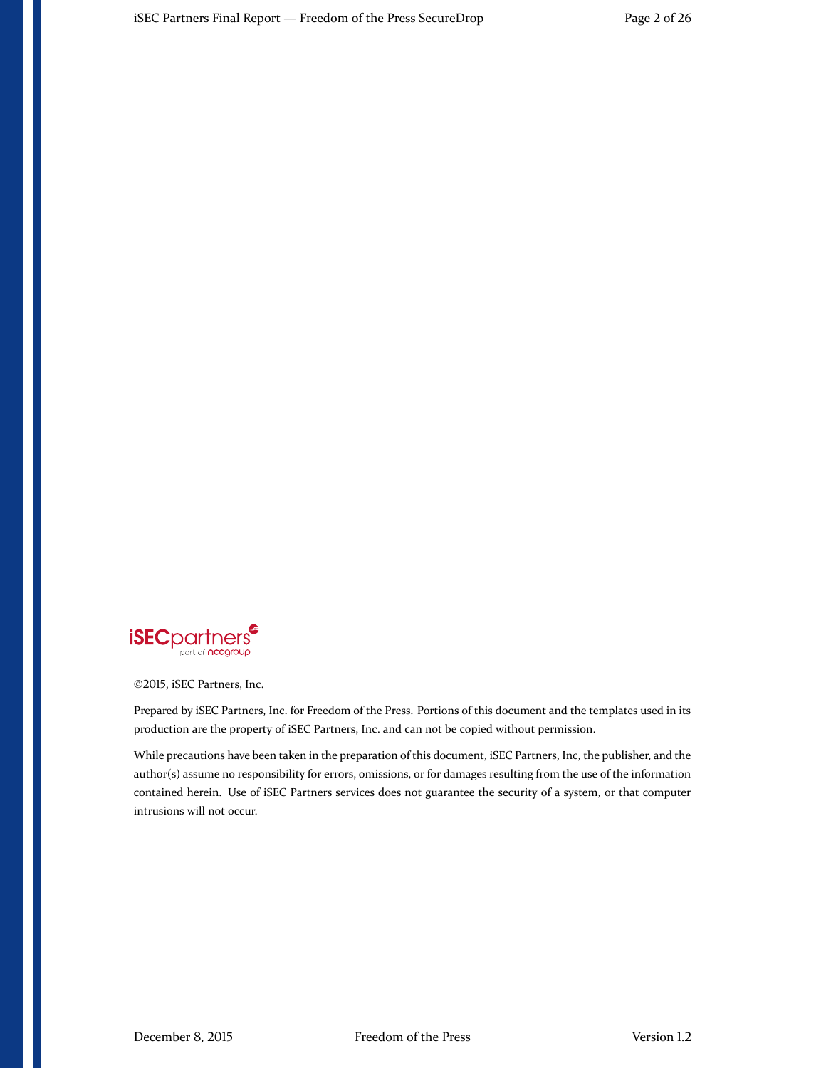©2015, iSEC Partners, Inc.

Prepared by iSEC Partners, Inc. for Freedom of the Press. Portions of this document and the templates used in its production are the property of iSEC Partners, Inc. and can not be copied without permission.

While precautions have been taken in the preparation of this document, iSEC Partners, Inc, the publisher, and the author(s) assume no responsibility for errors, omissions, or for damages resulting from the use of the information contained herein. Use of iSEC Partners services does not guarantee the security of a system, or that computer intrusions will not occur.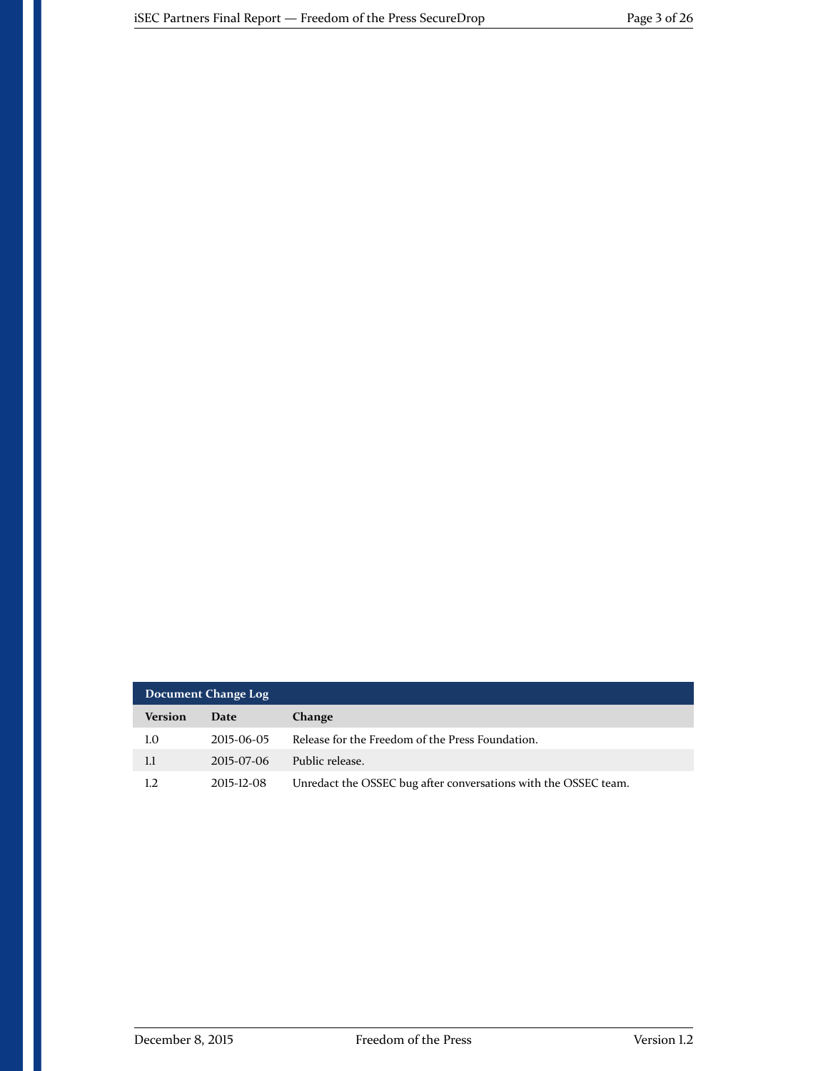**Document Change Log**

| Version | Date | Change |
| --- | --- | --- |
| 1.0 | 2015-06-05 | Release for the Freedom of the Press Foundation. |
| 1.1 | 2015-07-06 | Public release. |
| 1.2 | 2015-12-08 | Unredact the OSSEC bug after conversations with the OSSEC team. |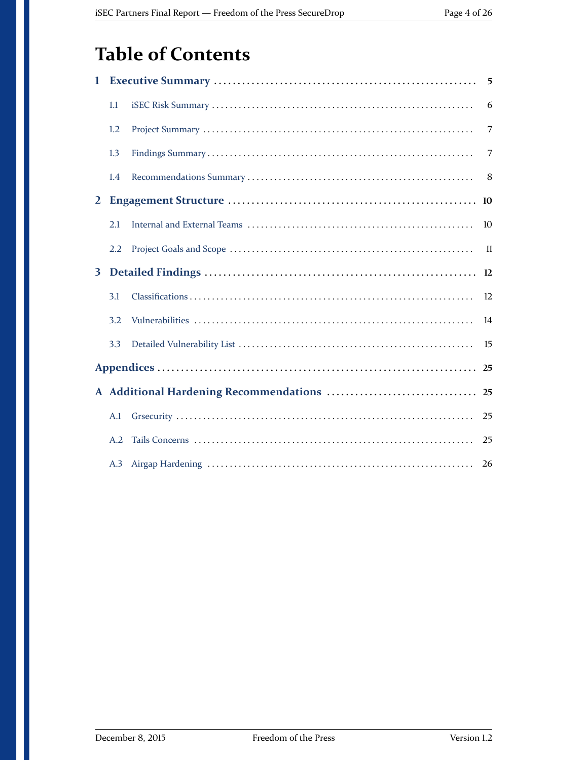# Table of Contents

**1 Executive Summary** ........ 5

- 1.1 iSEC Risk Summary ........ 6
- 1.2 Project Summary ........ 7
- 1.3 Findings Summary ........ 7
- 1.4 Recommendations Summary ........ 8

**2 Engagement Structure** ........ 10

- 2.1 Internal and External Teams ........ 10
- 2.2 Project Goals and Scope ........ 11

**3 Detailed Findings** ........ 12

- 3.1 Classifications ........ 12
- 3.2 Vulnerabilities ........ 14
- 3.3 Detailed Vulnerability List ........ 15

**Appendices** ........ 25

**A Additional Hardening Recommendations** ........ 25

- A.1 Grsecurity ........ 25
- A.2 Tails Concerns ........ 25
- A.3 Airgap Hardening ........ 26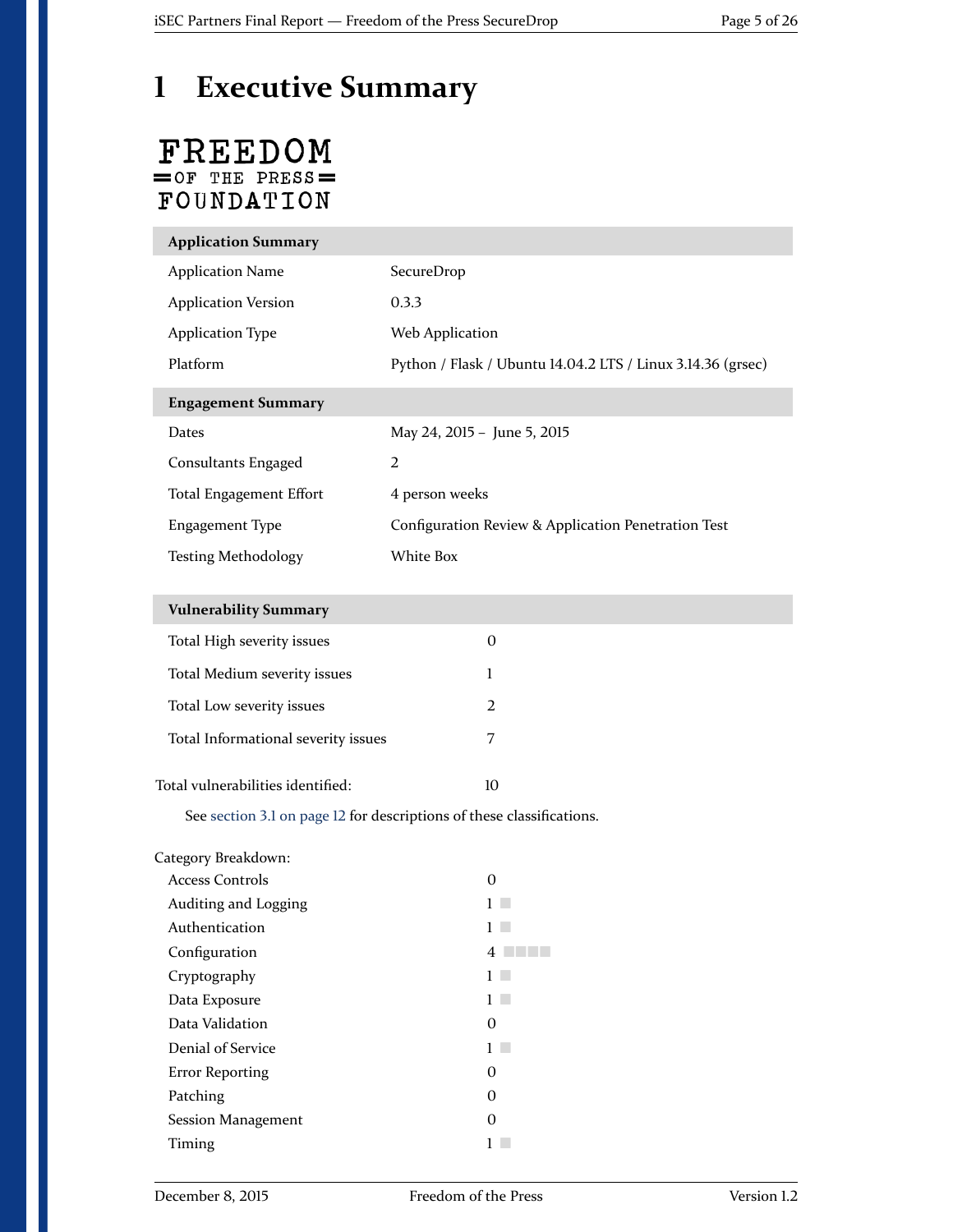# 1 Executive Summary

FREEDOM
OF THE PRESS
FOUNDATION

| **Application Summary** | |
|---|---|
| Application Name | SecureDrop |
| Application Version | 0.3.3 |
| Application Type | Web Application |
| Platform | Python / Flask / Ubuntu 14.04.2 LTS / Linux 3.14.36 (grsec) |

| **Engagement Summary** | |
|---|---|
| Dates | May 24, 2015 – June 5, 2015 |
| Consultants Engaged | 2 |
| Total Engagement Effort | 4 person weeks |
| Engagement Type | Configuration Review & Application Penetration Test |
| Testing Methodology | White Box |

| **Vulnerability Summary** | |
|---|---|
| Total High severity issues | 0 |
| Total Medium severity issues | 1 |
| Total Low severity issues | 2 |
| Total Informational severity issues | 7 |

Total vulnerabilities identified: 10

See section 3.1 on page 12 for descriptions of these classifications.

Category Breakdown:

| Category | Count |
|---|---|
| Access Controls | 0 |
| Auditing and Logging | 1 |
| Authentication | 1 |
| Configuration | 4 |
| Cryptography | 1 |
| Data Exposure | 1 |
| Data Validation | 0 |
| Denial of Service | 1 |
| Error Reporting | 0 |
| Patching | 0 |
| Session Management | 0 |
| Timing | 1 |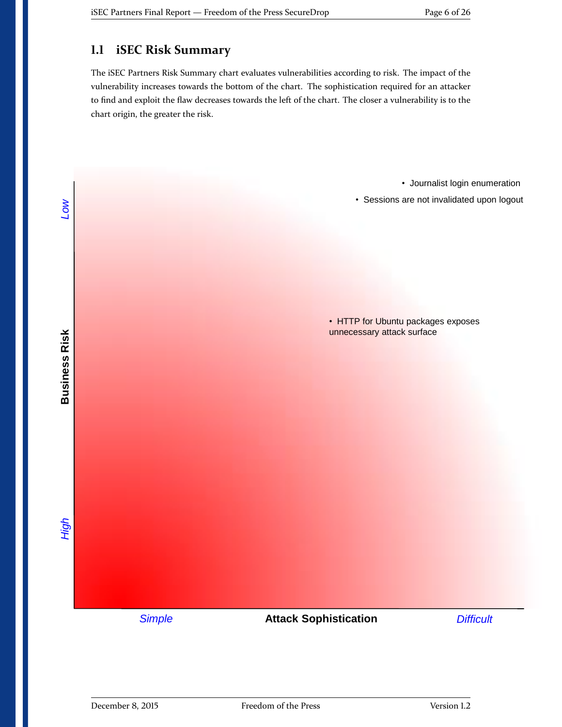## 1.1 iSEC Risk Summary

The iSEC Partners Risk Summary chart evaluates vulnerabilities according to risk. The impact of the vulnerability increases towards the bottom of the chart. The sophistication required for an attacker to find and exploit the flaw decreases towards the left of the chart. The closer a vulnerability is to the chart origin, the greater the risk.

- Journalist login enumeration
- Sessions are not invalidated upon logout
- HTTP for Ubuntu packages exposes unnecessary attack surface

Business Risk: Low – High

Attack Sophistication: Simple – Difficult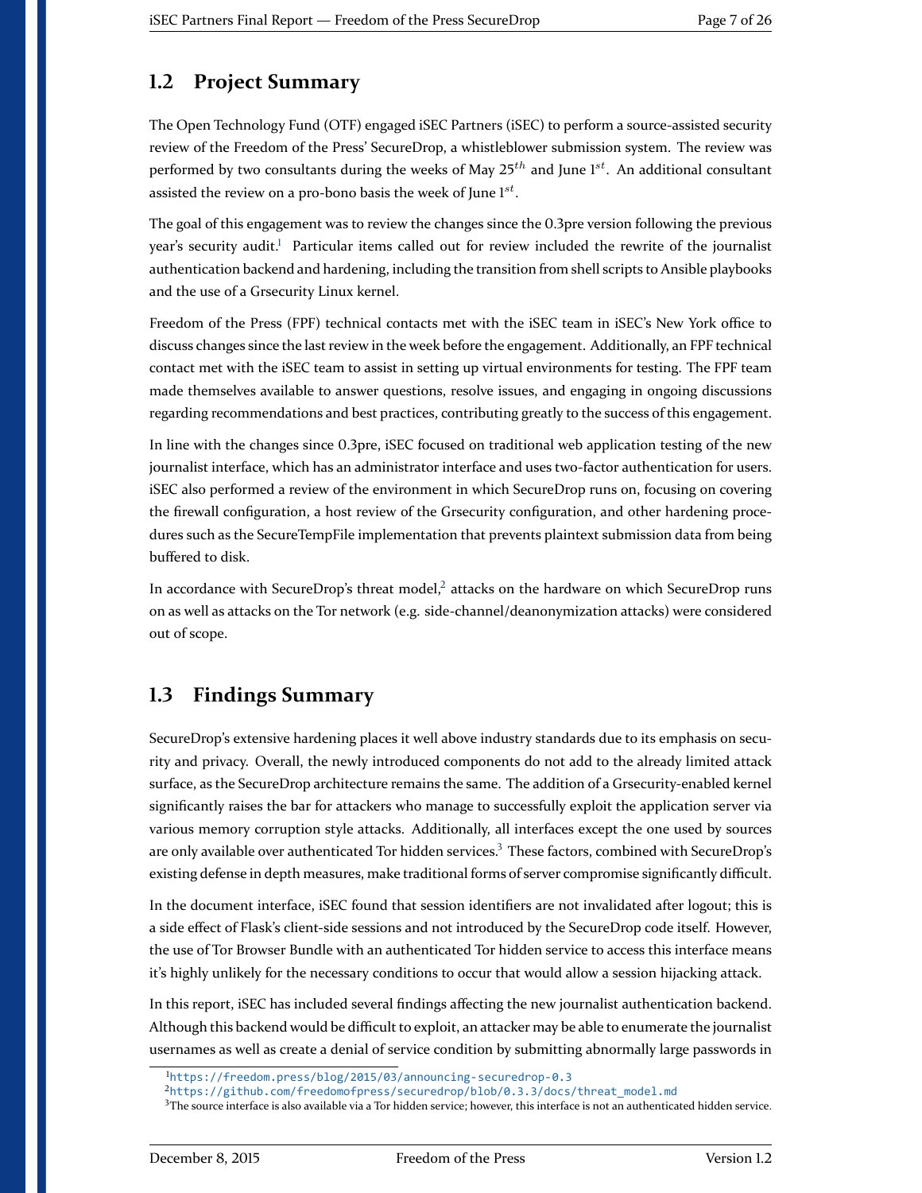## 1.2 Project Summary

The Open Technology Fund (OTF) engaged iSEC Partners (iSEC) to perform a source-assisted security review of the Freedom of the Press' SecureDrop, a whistleblower submission system. The review was performed by two consultants during the weeks of May 25$^{th}$ and June 1$^{st}$. An additional consultant assisted the review on a pro-bono basis the week of June 1$^{st}$.

The goal of this engagement was to review the changes since the 0.3pre version following the previous year's security audit.[1] Particular items called out for review included the rewrite of the journalist authentication backend and hardening, including the transition from shell scripts to Ansible playbooks and the use of a Grsecurity Linux kernel.

Freedom of the Press (FPF) technical contacts met with the iSEC team in iSEC's New York office to discuss changes since the last review in the week before the engagement. Additionally, an FPF technical contact met with the iSEC team to assist in setting up virtual environments for testing. The FPF team made themselves available to answer questions, resolve issues, and engaging in ongoing discussions regarding recommendations and best practices, contributing greatly to the success of this engagement.

In line with the changes since 0.3pre, iSEC focused on traditional web application testing of the new journalist interface, which has an administrator interface and uses two-factor authentication for users. iSEC also performed a review of the environment in which SecureDrop runs on, focusing on covering the firewall configuration, a host review of the Grsecurity configuration, and other hardening procedures such as the SecureTempFile implementation that prevents plaintext submission data from being buffered to disk.

In accordance with SecureDrop's threat model,[2] attacks on the hardware on which SecureDrop runs on as well as attacks on the Tor network (e.g. side-channel/deanonymization attacks) were considered out of scope.

## 1.3 Findings Summary

SecureDrop's extensive hardening places it well above industry standards due to its emphasis on security and privacy. Overall, the newly introduced components do not add to the already limited attack surface, as the SecureDrop architecture remains the same. The addition of a Grsecurity-enabled kernel significantly raises the bar for attackers who manage to successfully exploit the application server via various memory corruption style attacks. Additionally, all interfaces except the one used by sources are only available over authenticated Tor hidden services.[3] These factors, combined with SecureDrop's existing defense in depth measures, make traditional forms of server compromise significantly difficult.

In the document interface, iSEC found that session identifiers are not invalidated after logout; this is a side effect of Flask's client-side sessions and not introduced by the SecureDrop code itself. However, the use of Tor Browser Bundle with an authenticated Tor hidden service to access this interface means it's highly unlikely for the necessary conditions to occur that would allow a session hijacking attack.

In this report, iSEC has included several findings affecting the new journalist authentication backend. Although this backend would be difficult to exploit, an attacker may be able to enumerate the journalist usernames as well as create a denial of service condition by submitting abnormally large passwords in

---

[1] https://freedom.press/blog/2015/03/announcing-securedrop-0.3

[2] https://github.com/freedomofpress/securedrop/blob/0.3.3/docs/threat_model.md

[3] The source interface is also available via a Tor hidden service; however, this interface is not an authenticated hidden service.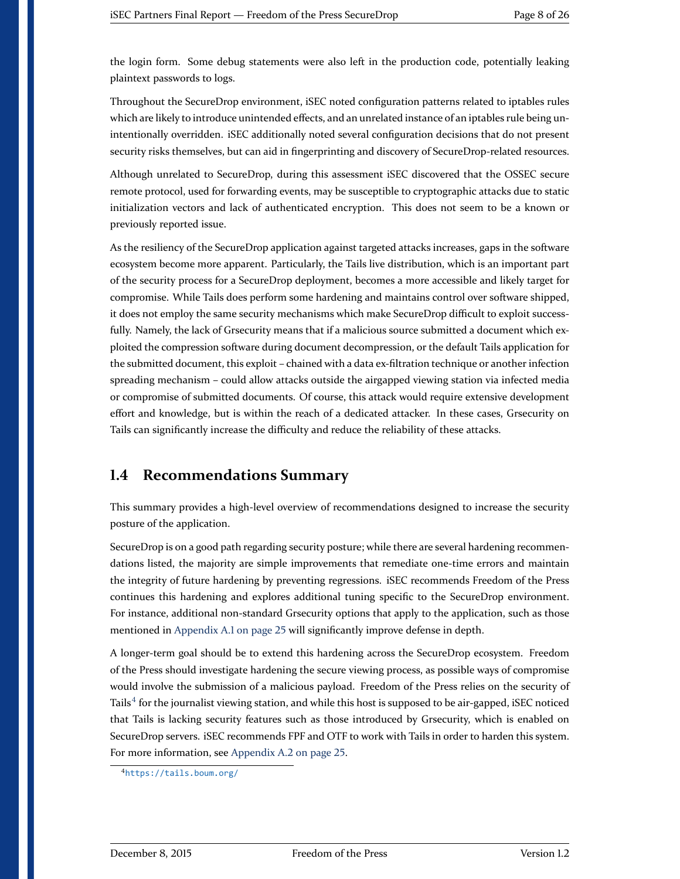the login form. Some debug statements were also left in the production code, potentially leaking plaintext passwords to logs.

Throughout the SecureDrop environment, iSEC noted configuration patterns related to iptables rules which are likely to introduce unintended effects, and an unrelated instance of an iptables rule being unintentionally overridden. iSEC additionally noted several configuration decisions that do not present security risks themselves, but can aid in fingerprinting and discovery of SecureDrop-related resources.

Although unrelated to SecureDrop, during this assessment iSEC discovered that the OSSEC secure remote protocol, used for forwarding events, may be susceptible to cryptographic attacks due to static initialization vectors and lack of authenticated encryption. This does not seem to be a known or previously reported issue.

As the resiliency of the SecureDrop application against targeted attacks increases, gaps in the software ecosystem become more apparent. Particularly, the Tails live distribution, which is an important part of the security process for a SecureDrop deployment, becomes a more accessible and likely target for compromise. While Tails does perform some hardening and maintains control over software shipped, it does not employ the same security mechanisms which make SecureDrop difficult to exploit successfully. Namely, the lack of Grsecurity means that if a malicious source submitted a document which exploited the compression software during document decompression, or the default Tails application for the submitted document, this exploit – chained with a data ex-filtration technique or another infection spreading mechanism – could allow attacks outside the airgapped viewing station via infected media or compromise of submitted documents. Of course, this attack would require extensive development effort and knowledge, but is within the reach of a dedicated attacker. In these cases, Grsecurity on Tails can significantly increase the difficulty and reduce the reliability of these attacks.

## 1.4 Recommendations Summary

This summary provides a high-level overview of recommendations designed to increase the security posture of the application.

SecureDrop is on a good path regarding security posture; while there are several hardening recommendations listed, the majority are simple improvements that remediate one-time errors and maintain the integrity of future hardening by preventing regressions. iSEC recommends Freedom of the Press continues this hardening and explores additional tuning specific to the SecureDrop environment. For instance, additional non-standard Grsecurity options that apply to the application, such as those mentioned in Appendix A.1 on page 25 will significantly improve defense in depth.

A longer-term goal should be to extend this hardening across the SecureDrop ecosystem. Freedom of the Press should investigate hardening the secure viewing process, as possible ways of compromise would involve the submission of a malicious payload. Freedom of the Press relies on the security of Tails[4] for the journalist viewing station, and while this host is supposed to be air-gapped, iSEC noticed that Tails is lacking security features such as those introduced by Grsecurity, which is enabled on SecureDrop servers. iSEC recommends FPF and OTF to work with Tails in order to harden this system. For more information, see Appendix A.2 on page 25.

[4] https://tails.boum.org/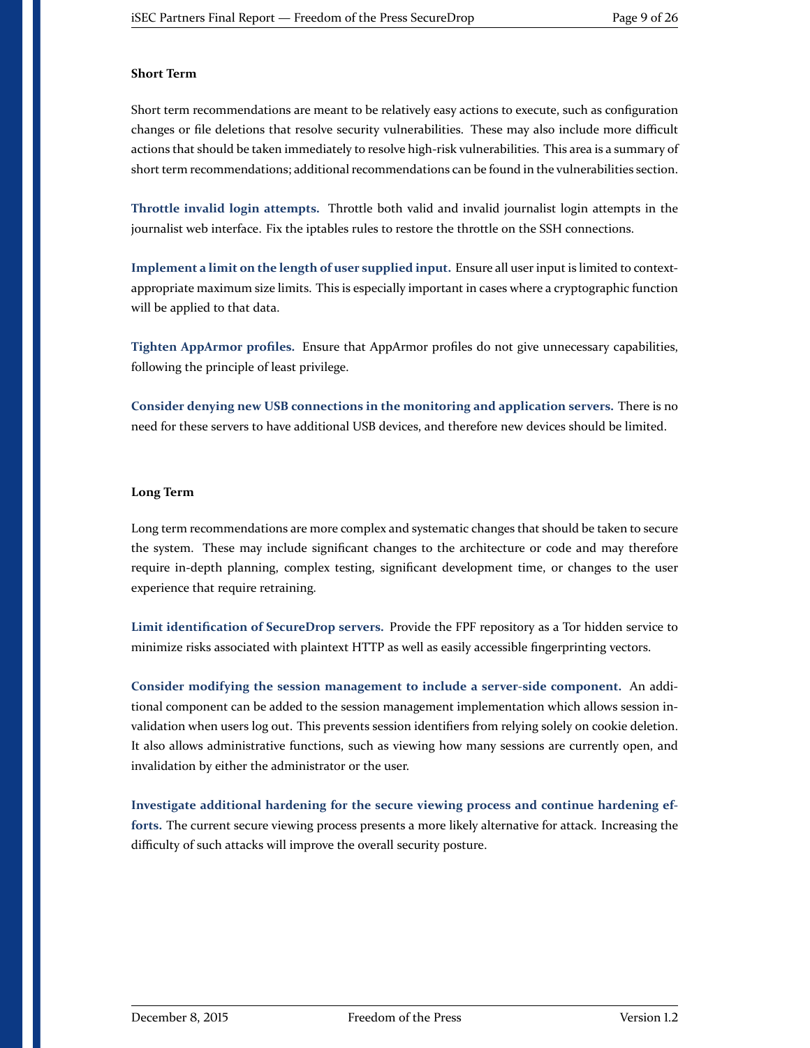#### Short Term

Short term recommendations are meant to be relatively easy actions to execute, such as configuration changes or file deletions that resolve security vulnerabilities. These may also include more difficult actions that should be taken immediately to resolve high-risk vulnerabilities. This area is a summary of short term recommendations; additional recommendations can be found in the vulnerabilities section.

**Throttle invalid login attempts.** Throttle both valid and invalid journalist login attempts in the journalist web interface. Fix the iptables rules to restore the throttle on the SSH connections.

**Implement a limit on the length of user supplied input.** Ensure all user input is limited to context-appropriate maximum size limits. This is especially important in cases where a cryptographic function will be applied to that data.

**Tighten AppArmor profiles.** Ensure that AppArmor profiles do not give unnecessary capabilities, following the principle of least privilege.

**Consider denying new USB connections in the monitoring and application servers.** There is no need for these servers to have additional USB devices, and therefore new devices should be limited.

#### Long Term

Long term recommendations are more complex and systematic changes that should be taken to secure the system. These may include significant changes to the architecture or code and may therefore require in-depth planning, complex testing, significant development time, or changes to the user experience that require retraining.

**Limit identification of SecureDrop servers.** Provide the FPF repository as a Tor hidden service to minimize risks associated with plaintext HTTP as well as easily accessible fingerprinting vectors.

**Consider modifying the session management to include a server-side component.** An additional component can be added to the session management implementation which allows session invalidation when users log out. This prevents session identifiers from relying solely on cookie deletion. It also allows administrative functions, such as viewing how many sessions are currently open, and invalidation by either the administrator or the user.

**Investigate additional hardening for the secure viewing process and continue hardening efforts.** The current secure viewing process presents a more likely alternative for attack. Increasing the difficulty of such attacks will improve the overall security posture.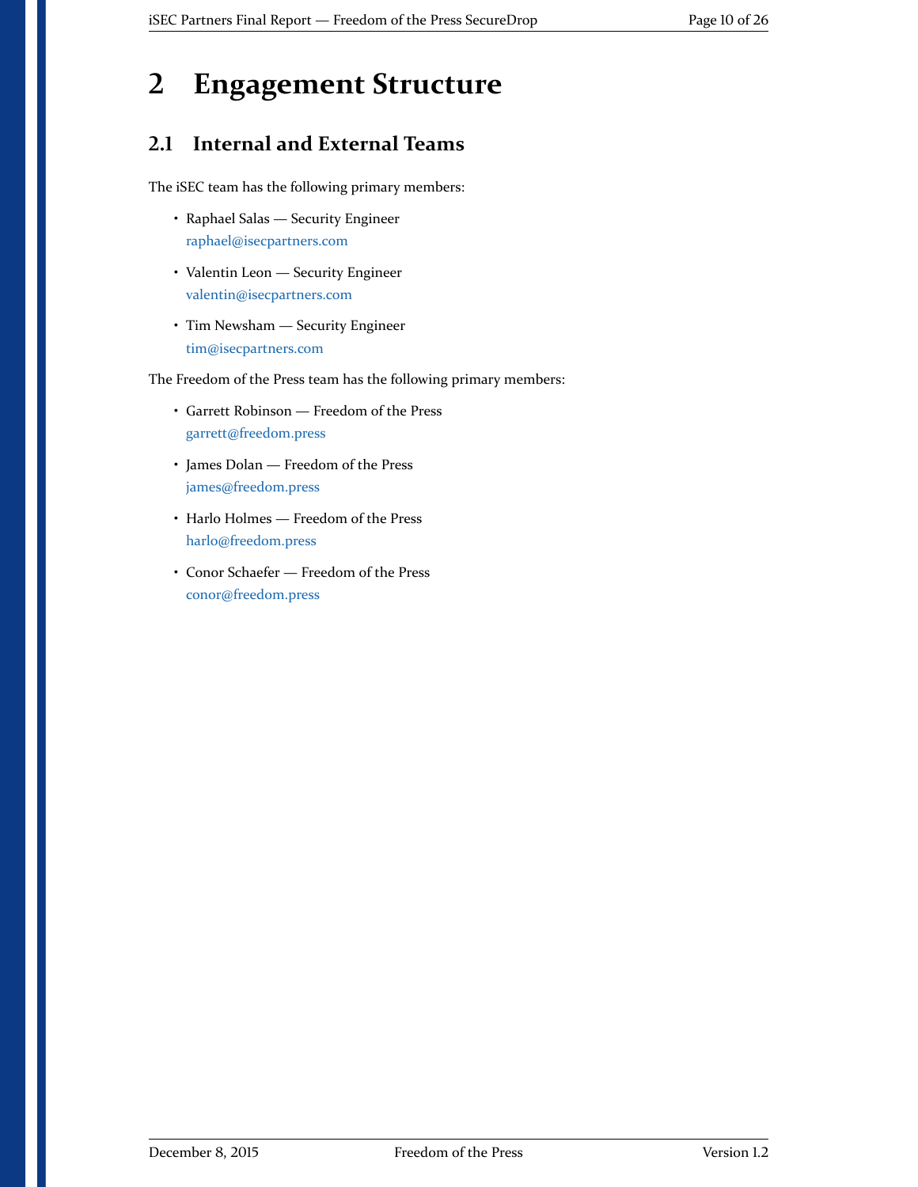# 2 Engagement Structure

## 2.1 Internal and External Teams

The iSEC team has the following primary members:

- Raphael Salas — Security Engineer
  raphael@isecpartners.com
- Valentin Leon — Security Engineer
  valentin@isecpartners.com
- Tim Newsham — Security Engineer
  tim@isecpartners.com

The Freedom of the Press team has the following primary members:

- Garrett Robinson — Freedom of the Press
  garrett@freedom.press
- James Dolan — Freedom of the Press
  james@freedom.press
- Harlo Holmes — Freedom of the Press
  harlo@freedom.press
- Conor Schaefer — Freedom of the Press
  conor@freedom.press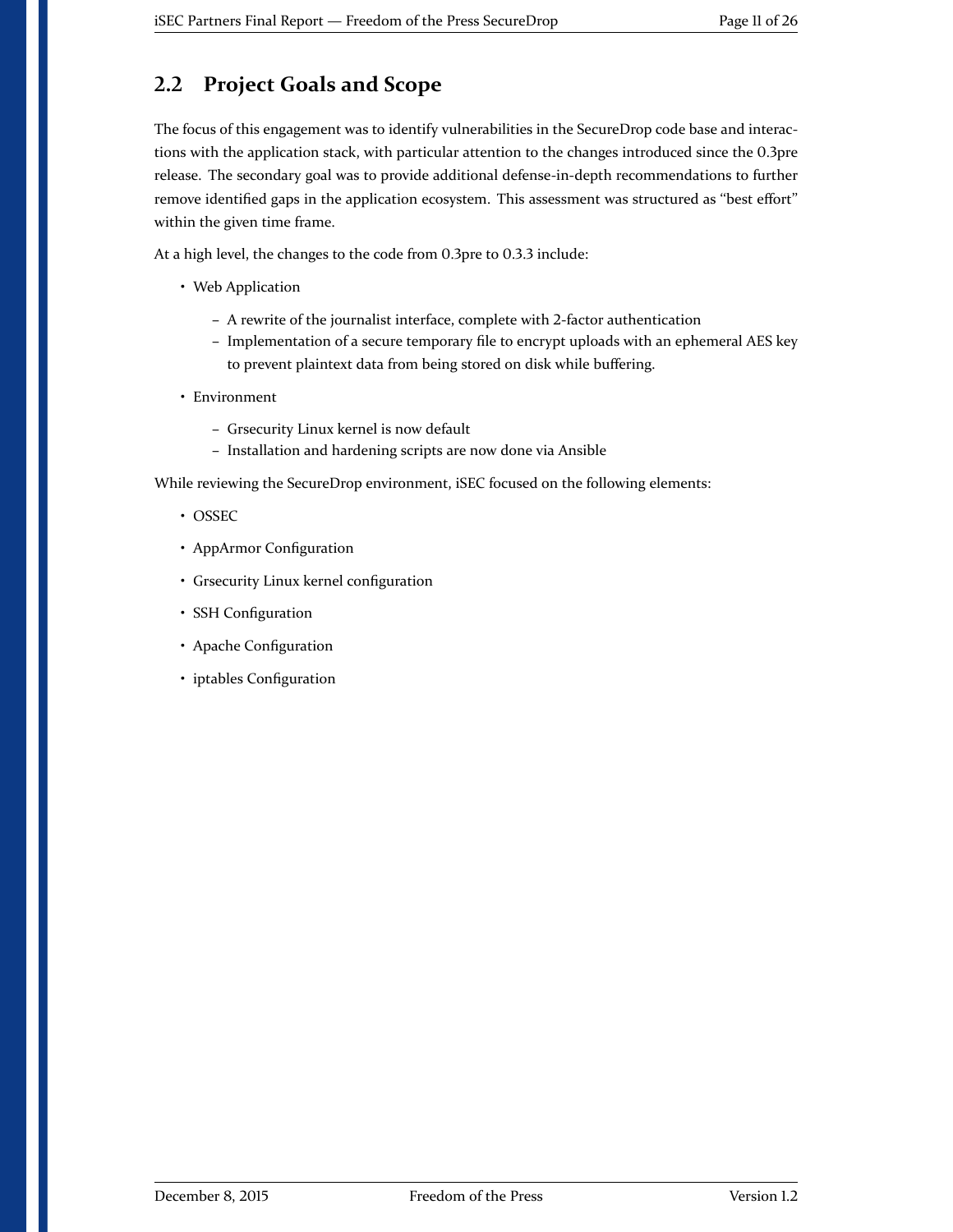## 2.2 Project Goals and Scope

The focus of this engagement was to identify vulnerabilities in the SecureDrop code base and interactions with the application stack, with particular attention to the changes introduced since the 0.3pre release. The secondary goal was to provide additional defense-in-depth recommendations to further remove identified gaps in the application ecosystem. This assessment was structured as "best effort" within the given time frame.

At a high level, the changes to the code from 0.3pre to 0.3.3 include:

- Web Application
  - A rewrite of the journalist interface, complete with 2-factor authentication
  - Implementation of a secure temporary file to encrypt uploads with an ephemeral AES key to prevent plaintext data from being stored on disk while buffering.
- Environment
  - Grsecurity Linux kernel is now default
  - Installation and hardening scripts are now done via Ansible

While reviewing the SecureDrop environment, iSEC focused on the following elements:

- OSSEC
- AppArmor Configuration
- Grsecurity Linux kernel configuration
- SSH Configuration
- Apache Configuration
- iptables Configuration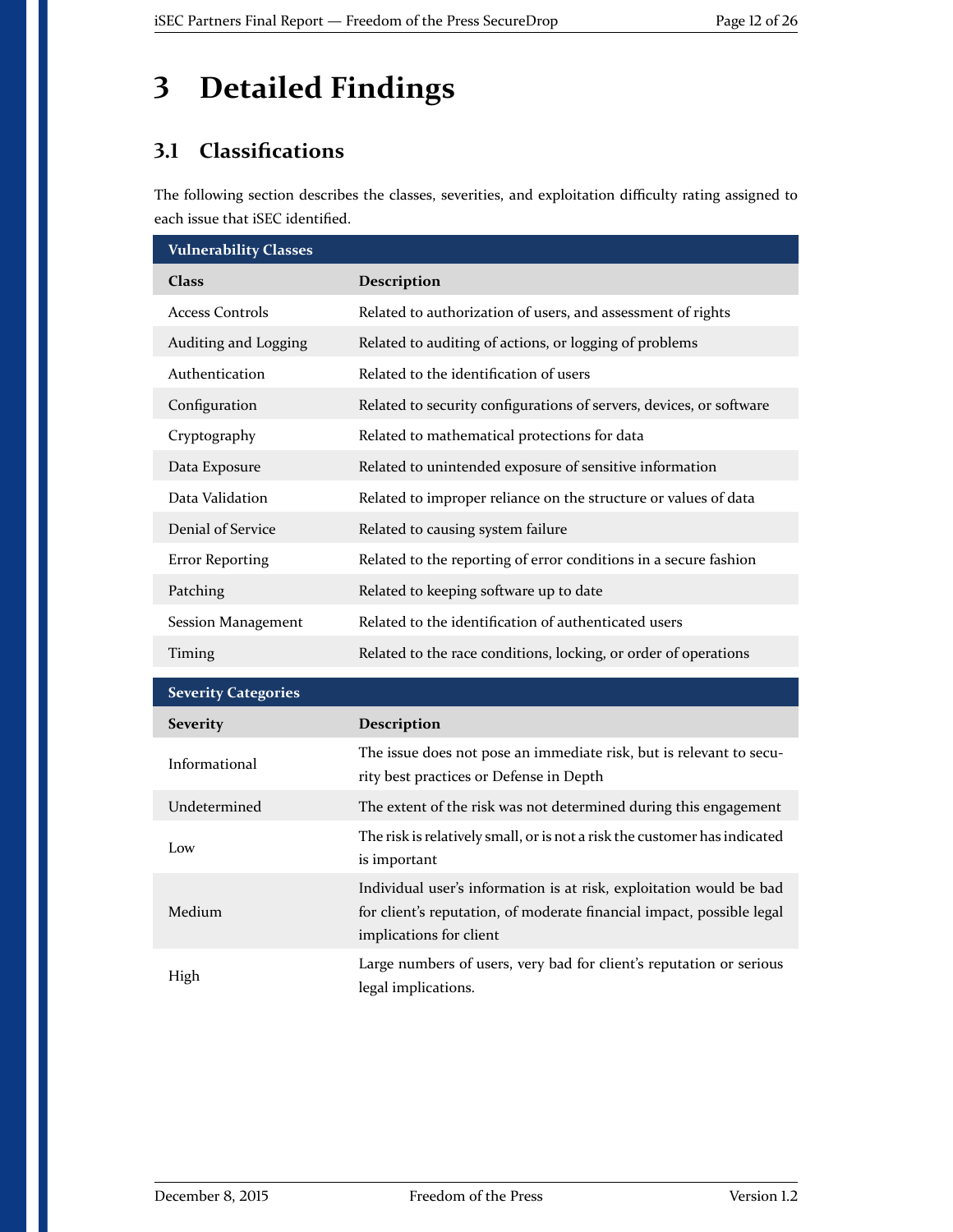# 3 Detailed Findings

## 3.1 Classifications

The following section describes the classes, severities, and exploitation difficulty rating assigned to each issue that iSEC identified.

| Vulnerability Classes | |
|---|---|
| **Class** | **Description** |
| Access Controls | Related to authorization of users, and assessment of rights |
| Auditing and Logging | Related to auditing of actions, or logging of problems |
| Authentication | Related to the identification of users |
| Configuration | Related to security configurations of servers, devices, or software |
| Cryptography | Related to mathematical protections for data |
| Data Exposure | Related to unintended exposure of sensitive information |
| Data Validation | Related to improper reliance on the structure or values of data |
| Denial of Service | Related to causing system failure |
| Error Reporting | Related to the reporting of error conditions in a secure fashion |
| Patching | Related to keeping software up to date |
| Session Management | Related to the identification of authenticated users |
| Timing | Related to the race conditions, locking, or order of operations |

| Severity Categories | |
|---|---|
| **Severity** | **Description** |
| Informational | The issue does not pose an immediate risk, but is relevant to security best practices or Defense in Depth |
| Undetermined | The extent of the risk was not determined during this engagement |
| Low | The risk is relatively small, or is not a risk the customer has indicated is important |
| Medium | Individual user's information is at risk, exploitation would be bad for client's reputation, of moderate financial impact, possible legal implications for client |
| High | Large numbers of users, very bad for client's reputation or serious legal implications. |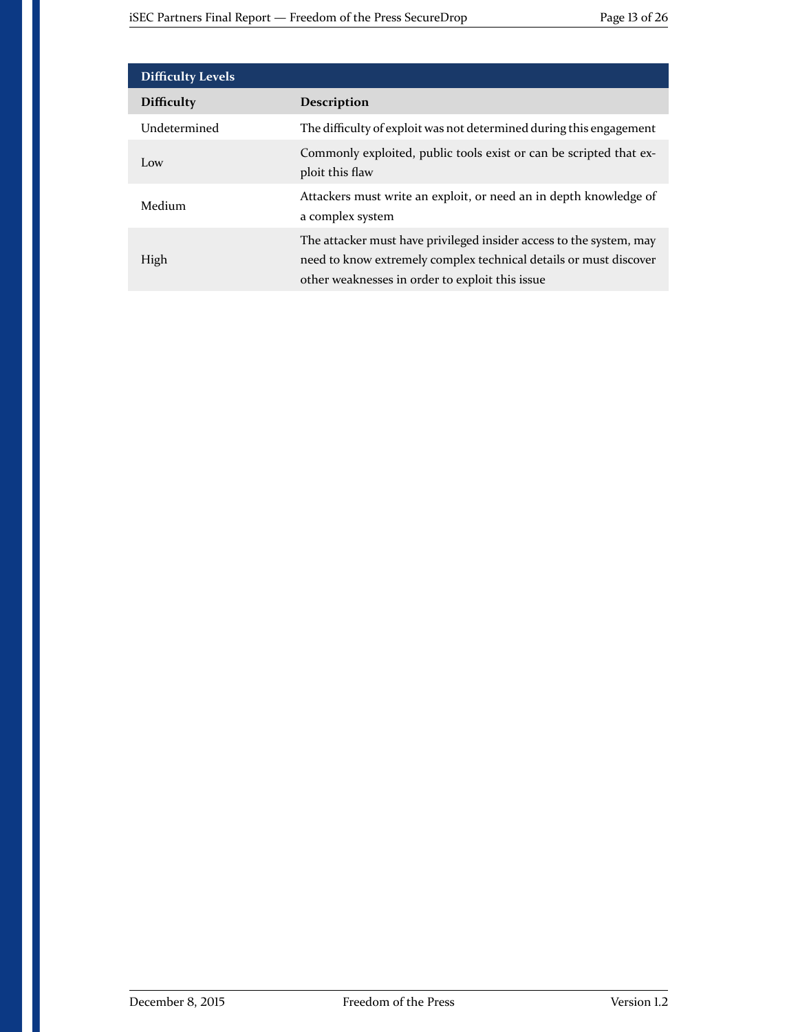| Difficulty Levels | |
|---|---|
| **Difficulty** | **Description** |
| Undetermined | The difficulty of exploit was not determined during this engagement |
| Low | Commonly exploited, public tools exist or can be scripted that exploit this flaw |
| Medium | Attackers must write an exploit, or need an in depth knowledge of a complex system |
| High | The attacker must have privileged insider access to the system, may need to know extremely complex technical details or must discover other weaknesses in order to exploit this issue |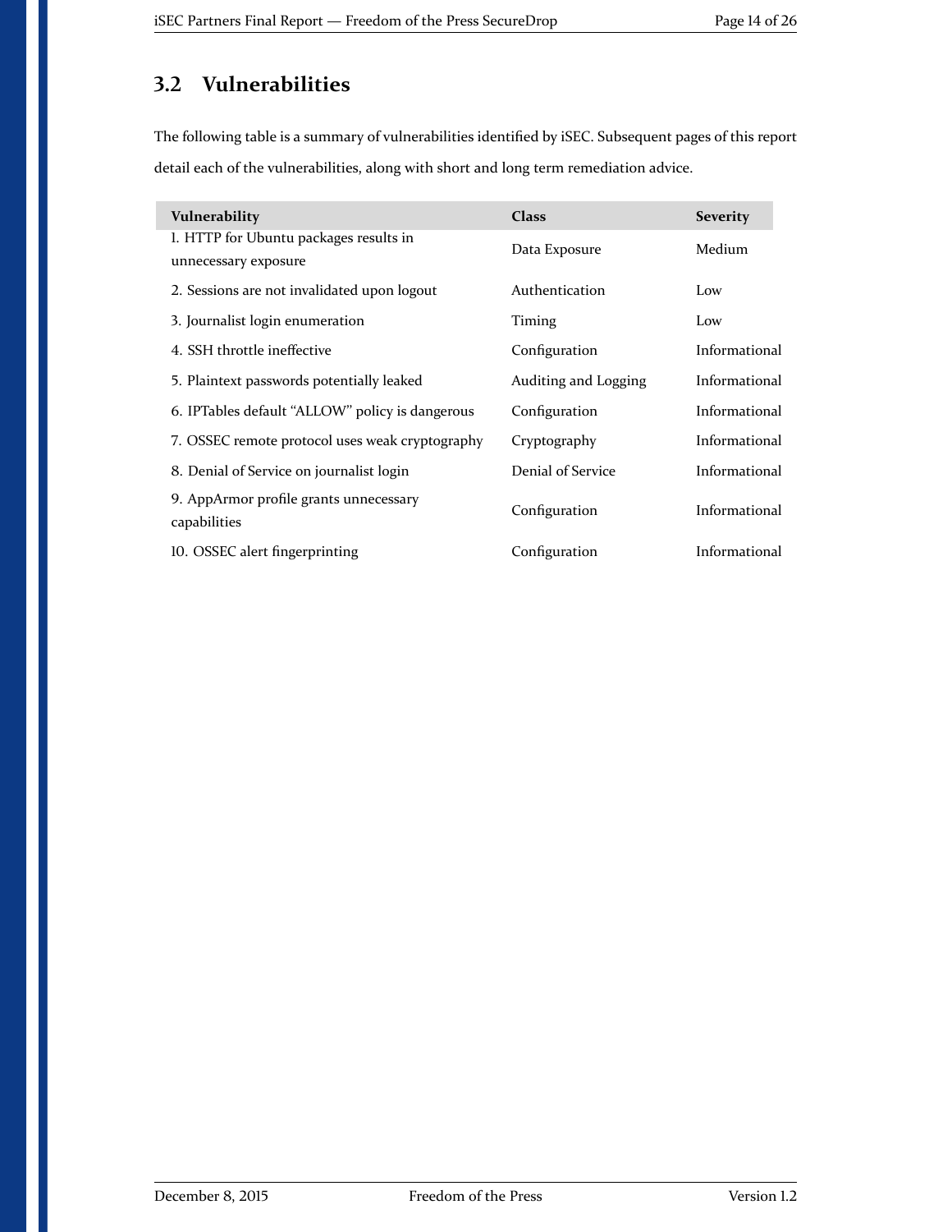## 3.2 Vulnerabilities

The following table is a summary of vulnerabilities identified by iSEC. Subsequent pages of this report detail each of the vulnerabilities, along with short and long term remediation advice.

| Vulnerability | Class | Severity |
|---|---|---|
| 1. HTTP for Ubuntu packages results in unnecessary exposure | Data Exposure | Medium |
| 2. Sessions are not invalidated upon logout | Authentication | Low |
| 3. Journalist login enumeration | Timing | Low |
| 4. SSH throttle ineffective | Configuration | Informational |
| 5. Plaintext passwords potentially leaked | Auditing and Logging | Informational |
| 6. IPTables default “ALLOW” policy is dangerous | Configuration | Informational |
| 7. OSSEC remote protocol uses weak cryptography | Cryptography | Informational |
| 8. Denial of Service on journalist login | Denial of Service | Informational |
| 9. AppArmor profile grants unnecessary capabilities | Configuration | Informational |
| 10. OSSEC alert fingerprinting | Configuration | Informational |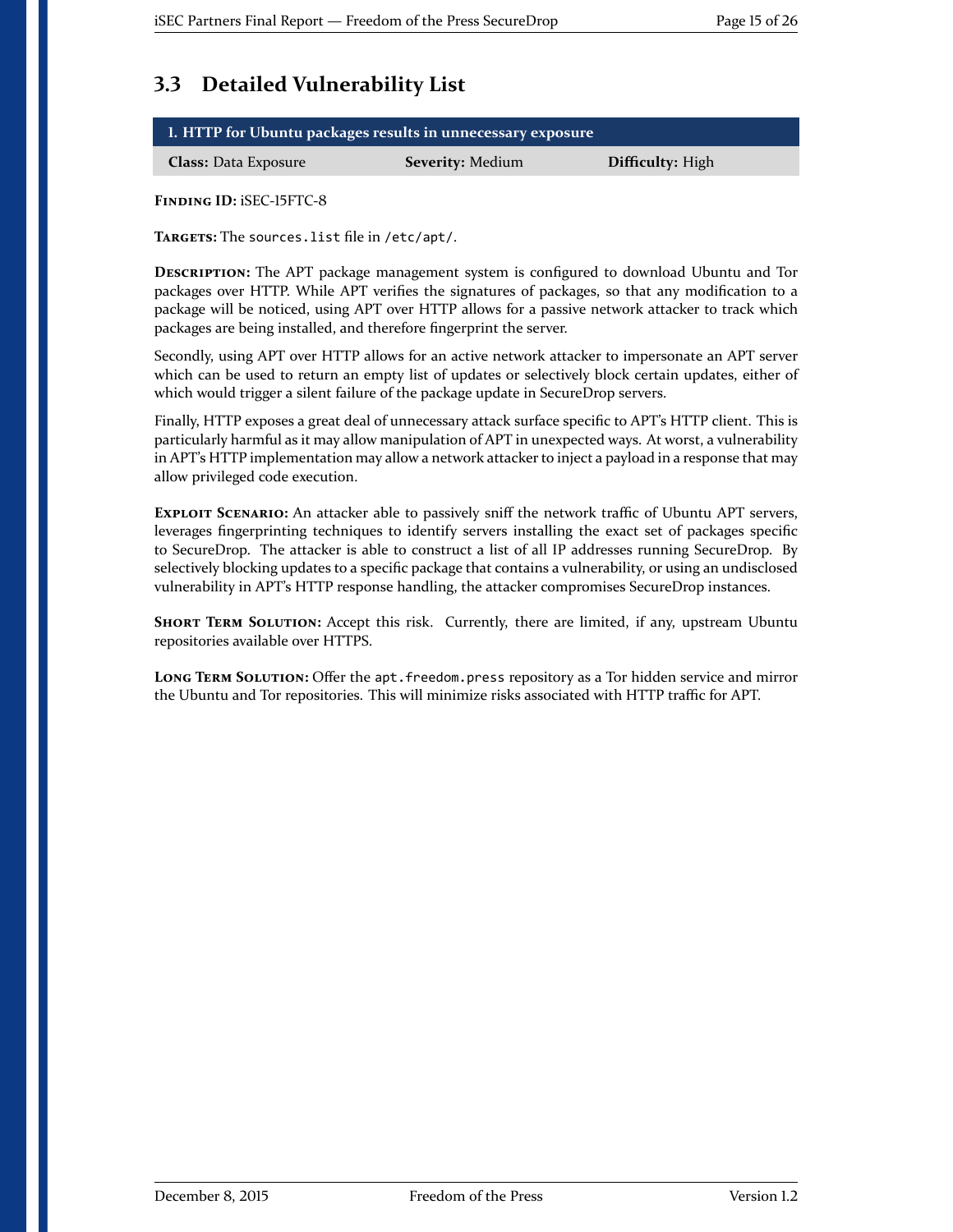## 3.3 Detailed Vulnerability List

| 1. HTTP for Ubuntu packages results in unnecessary exposure | | |
|---|---|---|
| **Class:** Data Exposure | **Severity:** Medium | **Difficulty:** High |

**Finding ID:** iSEC-15FTC-8

**Targets:** The `sources.list` file in `/etc/apt/`.

**Description:** The APT package management system is configured to download Ubuntu and Tor packages over HTTP. While APT verifies the signatures of packages, so that any modification to a package will be noticed, using APT over HTTP allows for a passive network attacker to track which packages are being installed, and therefore fingerprint the server.

Secondly, using APT over HTTP allows for an active network attacker to impersonate an APT server which can be used to return an empty list of updates or selectively block certain updates, either of which would trigger a silent failure of the package update in SecureDrop servers.

Finally, HTTP exposes a great deal of unnecessary attack surface specific to APT's HTTP client. This is particularly harmful as it may allow manipulation of APT in unexpected ways. At worst, a vulnerability in APT's HTTP implementation may allow a network attacker to inject a payload in a response that may allow privileged code execution.

**Exploit Scenario:** An attacker able to passively sniff the network traffic of Ubuntu APT servers, leverages fingerprinting techniques to identify servers installing the exact set of packages specific to SecureDrop. The attacker is able to construct a list of all IP addresses running SecureDrop. By selectively blocking updates to a specific package that contains a vulnerability, or using an undisclosed vulnerability in APT's HTTP response handling, the attacker compromises SecureDrop instances.

**Short Term Solution:** Accept this risk. Currently, there are limited, if any, upstream Ubuntu repositories available over HTTPS.

**Long Term Solution:** Offer the `apt.freedom.press` repository as a Tor hidden service and mirror the Ubuntu and Tor repositories. This will minimize risks associated with HTTP traffic for APT.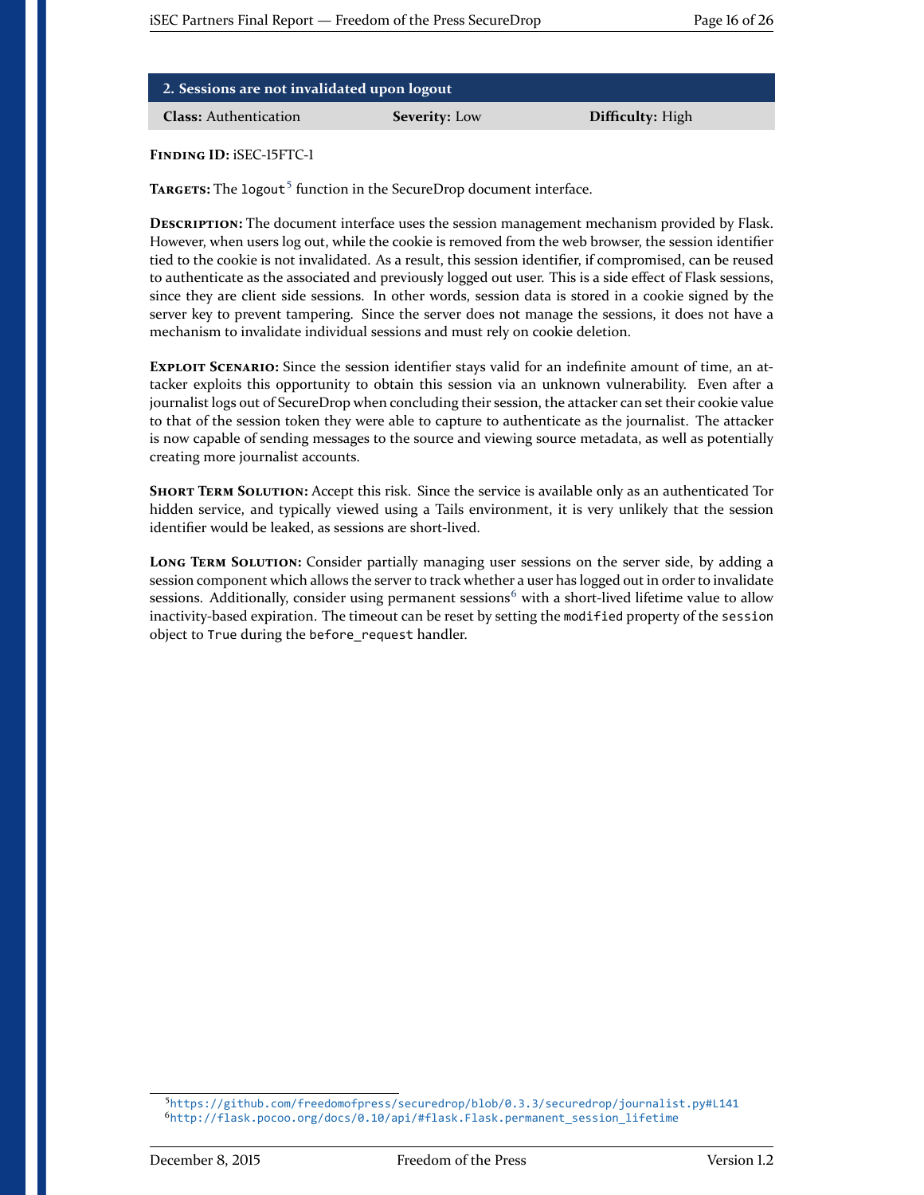## 2. Sessions are not invalidated upon logout

| **Class:** Authentication | **Severity:** Low | **Difficulty:** High |
|---|---|---|

**Finding ID:** iSEC-15FTC-1

**Targets:** The `logout`[5] function in the SecureDrop document interface.

**Description:** The document interface uses the session management mechanism provided by Flask. However, when users log out, while the cookie is removed from the web browser, the session identifier tied to the cookie is not invalidated. As a result, this session identifier, if compromised, can be reused to authenticate as the associated and previously logged out user. This is a side effect of Flask sessions, since they are client side sessions. In other words, session data is stored in a cookie signed by the server key to prevent tampering. Since the server does not manage the sessions, it does not have a mechanism to invalidate individual sessions and must rely on cookie deletion.

**Exploit Scenario:** Since the session identifier stays valid for an indefinite amount of time, an attacker exploits this opportunity to obtain this session via an unknown vulnerability. Even after a journalist logs out of SecureDrop when concluding their session, the attacker can set their cookie value to that of the session token they were able to capture to authenticate as the journalist. The attacker is now capable of sending messages to the source and viewing source metadata, as well as potentially creating more journalist accounts.

**Short Term Solution:** Accept this risk. Since the service is available only as an authenticated Tor hidden service, and typically viewed using a Tails environment, it is very unlikely that the session identifier would be leaked, as sessions are short-lived.

**Long Term Solution:** Consider partially managing user sessions on the server side, by adding a session component which allows the server to track whether a user has logged out in order to invalidate sessions. Additionally, consider using permanent sessions[6] with a short-lived lifetime value to allow inactivity-based expiration. The timeout can be reset by setting the `modified` property of the `session` object to `True` during the `before_request` handler.

---

[5] https://github.com/freedomofpress/securedrop/blob/0.3.3/securedrop/journalist.py#L141

[6] http://flask.pocoo.org/docs/0.10/api/#flask.Flask.permanent_session_lifetime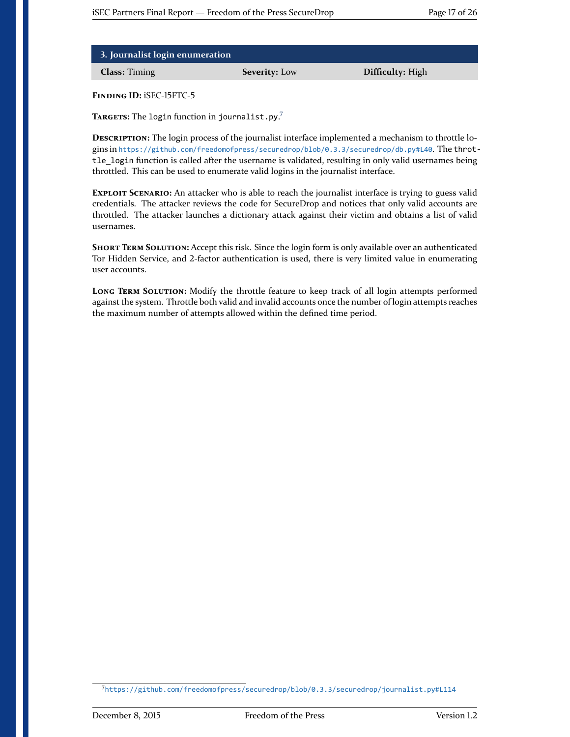## 3. Journalist login enumeration

| **Class:** Timing | **Severity:** Low | **Difficulty:** High |
| --- | --- | --- |

**Finding ID:** iSEC-15FTC-5

**Targets:** The `login` function in `journalist.py`.[7]

**Description:** The login process of the journalist interface implemented a mechanism to throttle logins in https://github.com/freedomofpress/securedrop/blob/0.3.3/securedrop/db.py#L40. The `throttle_login` function is called after the username is validated, resulting in only valid usernames being throttled. This can be used to enumerate valid logins in the journalist interface.

**Exploit Scenario:** An attacker who is able to reach the journalist interface is trying to guess valid credentials. The attacker reviews the code for SecureDrop and notices that only valid accounts are throttled. The attacker launches a dictionary attack against their victim and obtains a list of valid usernames.

**Short Term Solution:** Accept this risk. Since the login form is only available over an authenticated Tor Hidden Service, and 2-factor authentication is used, there is very limited value in enumerating user accounts.

**Long Term Solution:** Modify the throttle feature to keep track of all login attempts performed against the system. Throttle both valid and invalid accounts once the number of login attempts reaches the maximum number of attempts allowed within the defined time period.

[7] https://github.com/freedomofpress/securedrop/blob/0.3.3/securedrop/journalist.py#L114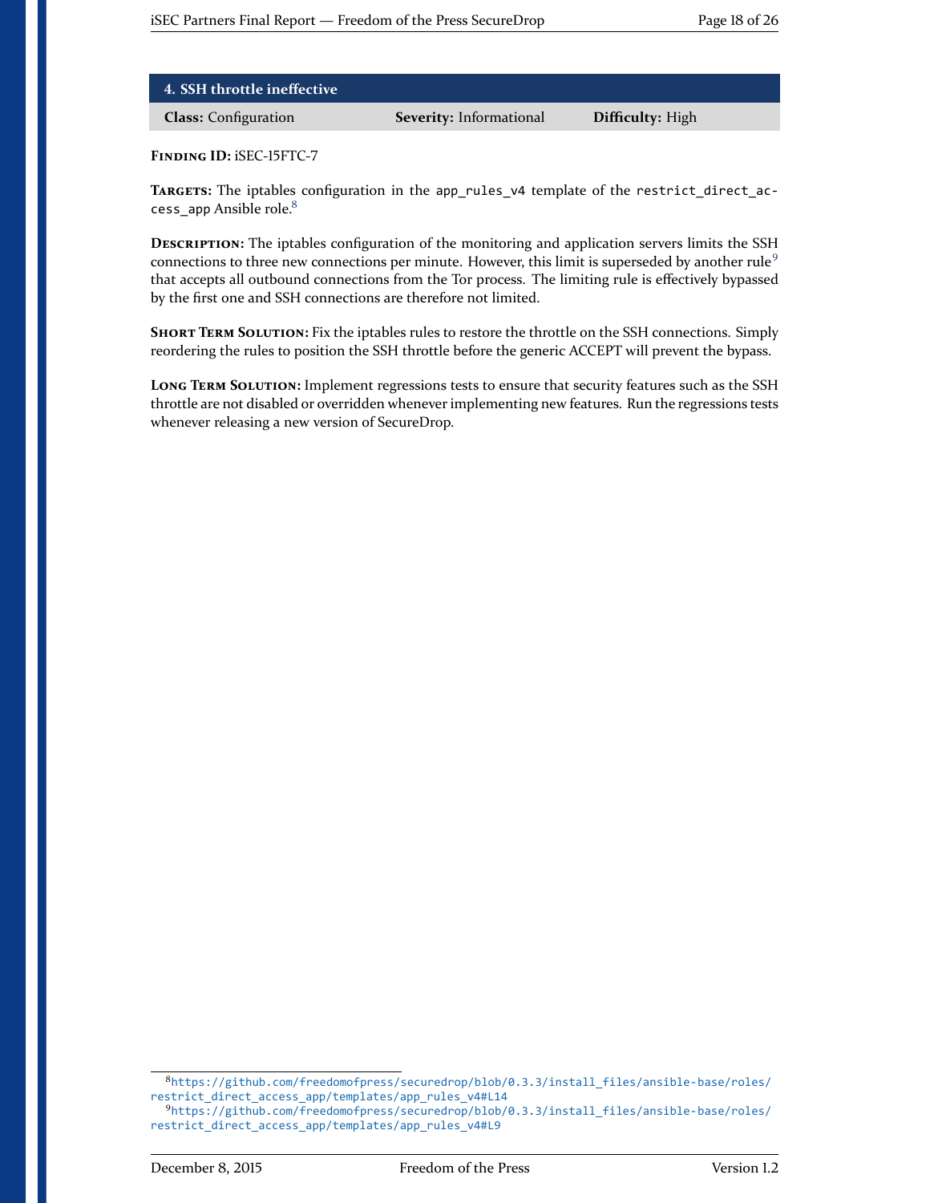## 4. SSH throttle ineffective

| **Class:** Configuration | **Severity:** Informational | **Difficulty:** High |
|---|---|---|

**Finding ID:** iSEC-15FTC-7

**Targets:** The iptables configuration in the `app_rules_v4` template of the `restrict_direct_access_app` Ansible role.[8]

**Description:** The iptables configuration of the monitoring and application servers limits the SSH connections to three new connections per minute. However, this limit is superseded by another rule[9] that accepts all outbound connections from the Tor process. The limiting rule is effectively bypassed by the first one and SSH connections are therefore not limited.

**Short Term Solution:** Fix the iptables rules to restore the throttle on the SSH connections. Simply reordering the rules to position the SSH throttle before the generic ACCEPT will prevent the bypass.

**Long Term Solution:** Implement regressions tests to ensure that security features such as the SSH throttle are not disabled or overridden whenever implementing new features. Run the regressions tests whenever releasing a new version of SecureDrop.

---

[8] https://github.com/freedomofpress/securedrop/blob/0.3.3/install_files/ansible-base/roles/restrict_direct_access_app/templates/app_rules_v4#L14

[9] https://github.com/freedomofpress/securedrop/blob/0.3.3/install_files/ansible-base/roles/restrict_direct_access_app/templates/app_rules_v4#L9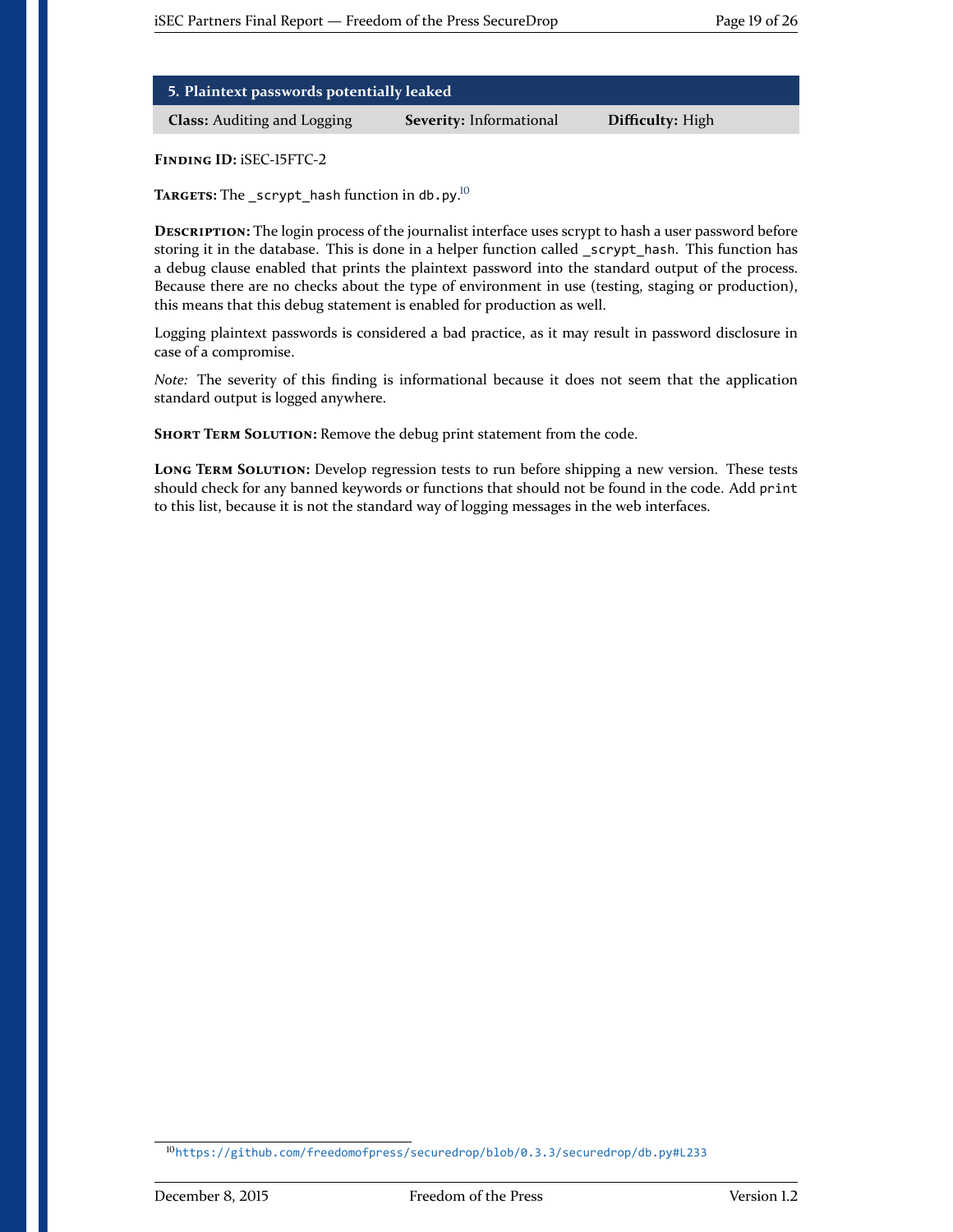## 5. Plaintext passwords potentially leaked

| **Class:** Auditing and Logging | **Severity:** Informational | **Difficulty:** High |
| --- | --- | --- |

**Finding ID:** iSEC-15FTC-2

**Targets:** The `_scrypt_hash` function in `db.py`.[10]

**Description:** The login process of the journalist interface uses scrypt to hash a user password before storing it in the database. This is done in a helper function called `_scrypt_hash`. This function has a debug clause enabled that prints the plaintext password into the standard output of the process. Because there are no checks about the type of environment in use (testing, staging or production), this means that this debug statement is enabled for production as well.

Logging plaintext passwords is considered a bad practice, as it may result in password disclosure in case of a compromise.

*Note:* The severity of this finding is informational because it does not seem that the application standard output is logged anywhere.

**Short Term Solution:** Remove the debug print statement from the code.

**Long Term Solution:** Develop regression tests to run before shipping a new version. These tests should check for any banned keywords or functions that should not be found in the code. Add `print` to this list, because it is not the standard way of logging messages in the web interfaces.

---

[10] https://github.com/freedomofpress/securedrop/blob/0.3.3/securedrop/db.py#L233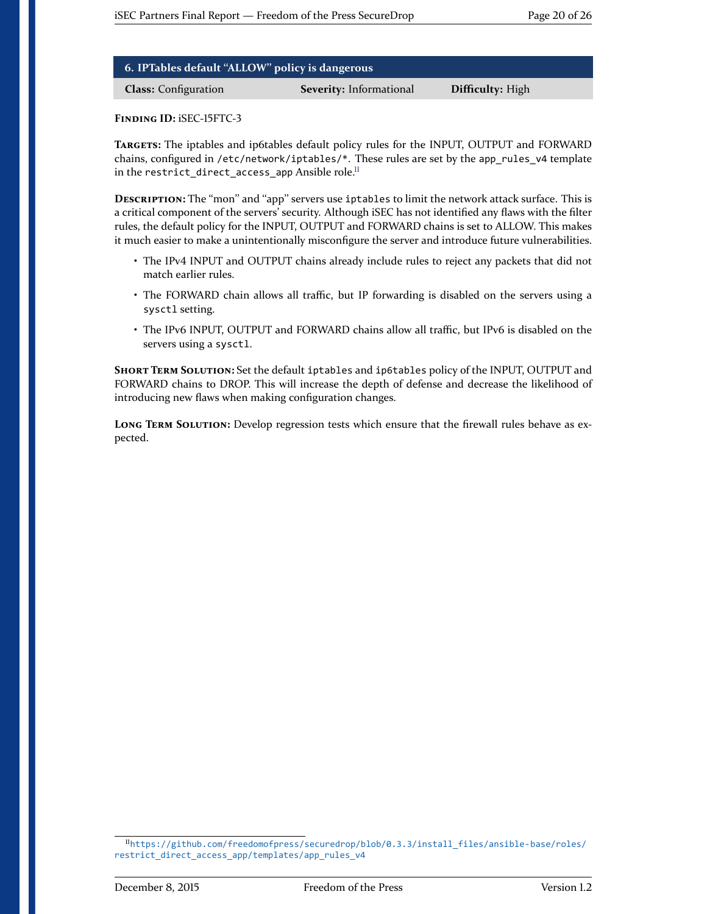## 6. IPTables default "ALLOW" policy is dangerous

| **Class:** Configuration | **Severity:** Informational | **Difficulty:** High |
|---|---|---|

**Finding ID:** iSEC-15FTC-3

**Targets:** The iptables and ip6tables default policy rules for the INPUT, OUTPUT and FORWARD chains, configured in `/etc/network/iptables/*`. These rules are set by the `app_rules_v4` template in the `restrict_direct_access_app` Ansible role.[11]

**Description:** The "mon" and "app" servers use `iptables` to limit the network attack surface. This is a critical component of the servers' security. Although iSEC has not identified any flaws with the filter rules, the default policy for the INPUT, OUTPUT and FORWARD chains is set to ALLOW. This makes it much easier to make a unintentionally misconfigure the server and introduce future vulnerabilities.

- The IPv4 INPUT and OUTPUT chains already include rules to reject any packets that did not match earlier rules.
- The FORWARD chain allows all traffic, but IP forwarding is disabled on the servers using a `sysctl` setting.
- The IPv6 INPUT, OUTPUT and FORWARD chains allow all traffic, but IPv6 is disabled on the servers using a `sysctl`.

**Short Term Solution:** Set the default `iptables` and `ip6tables` policy of the INPUT, OUTPUT and FORWARD chains to DROP. This will increase the depth of defense and decrease the likelihood of introducing new flaws when making configuration changes.

**Long Term Solution:** Develop regression tests which ensure that the firewall rules behave as expected.

---

[11] https://github.com/freedomofpress/securedrop/blob/0.3.3/install_files/ansible-base/roles/restrict_direct_access_app/templates/app_rules_v4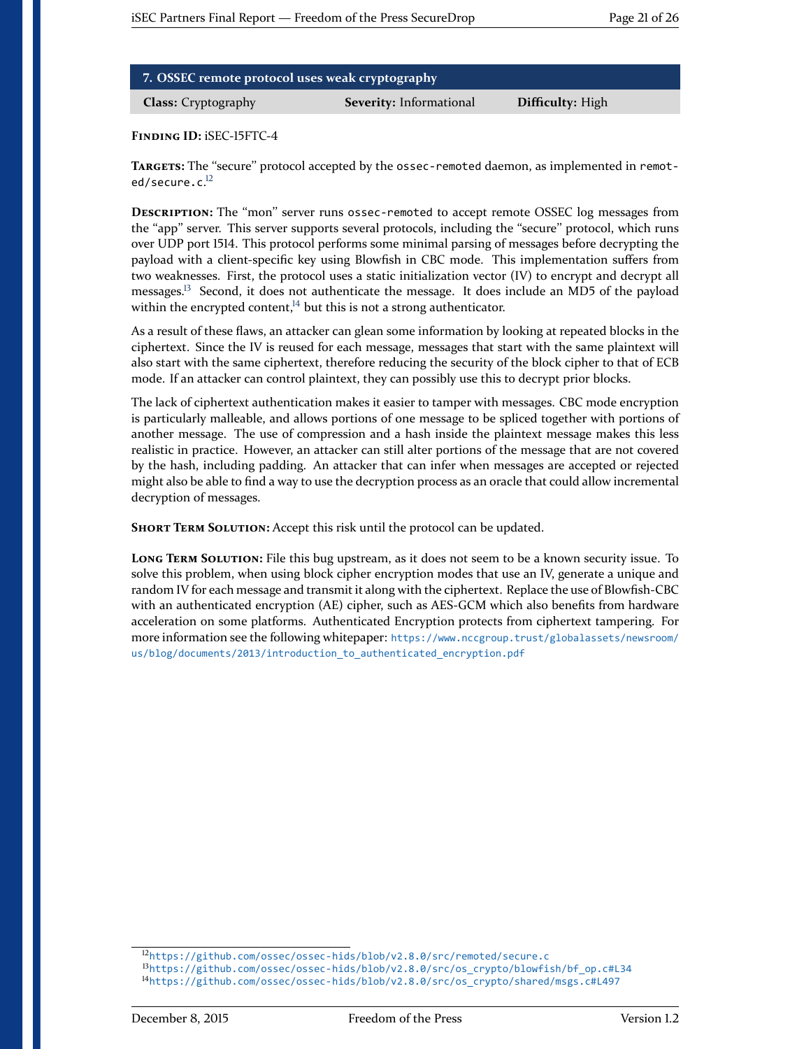## 7. OSSEC remote protocol uses weak cryptography

| **Class:** Cryptography | **Severity:** Informational | **Difficulty:** High |
|---|---|---|

**Finding ID:** iSEC-15FTC-4

**Targets:** The "secure" protocol accepted by the `ossec-remoted` daemon, as implemented in `remoted/secure.c`.[12]

**Description:** The "mon" server runs `ossec-remoted` to accept remote OSSEC log messages from the "app" server. This server supports several protocols, including the "secure" protocol, which runs over UDP port 1514. This protocol performs some minimal parsing of messages before decrypting the payload with a client-specific key using Blowfish in CBC mode. This implementation suffers from two weaknesses. First, the protocol uses a static initialization vector (IV) to encrypt and decrypt all messages.[13] Second, it does not authenticate the message. It does include an MD5 of the payload within the encrypted content,[14] but this is not a strong authenticator.

As a result of these flaws, an attacker can glean some information by looking at repeated blocks in the ciphertext. Since the IV is reused for each message, messages that start with the same plaintext will also start with the same ciphertext, therefore reducing the security of the block cipher to that of ECB mode. If an attacker can control plaintext, they can possibly use this to decrypt prior blocks.

The lack of ciphertext authentication makes it easier to tamper with messages. CBC mode encryption is particularly malleable, and allows portions of one message to be spliced together with portions of another message. The use of compression and a hash inside the plaintext message makes this less realistic in practice. However, an attacker can still alter portions of the message that are not covered by the hash, including padding. An attacker that can infer when messages are accepted or rejected might also be able to find a way to use the decryption process as an oracle that could allow incremental decryption of messages.

**Short Term Solution:** Accept this risk until the protocol can be updated.

**Long Term Solution:** File this bug upstream, as it does not seem to be a known security issue. To solve this problem, when using block cipher encryption modes that use an IV, generate a unique and random IV for each message and transmit it along with the ciphertext. Replace the use of Blowfish-CBC with an authenticated encryption (AE) cipher, such as AES-GCM which also benefits from hardware acceleration on some platforms. Authenticated Encryption protects from ciphertext tampering. For more information see the following whitepaper: https://www.nccgroup.trust/globalassets/newsroom/us/blog/documents/2013/introduction_to_authenticated_encryption.pdf

---

[12] https://github.com/ossec/ossec-hids/blob/v2.8.0/src/remoted/secure.c

[13] https://github.com/ossec/ossec-hids/blob/v2.8.0/src/os_crypto/blowfish/bf_op.c#L34

[14] https://github.com/ossec/ossec-hids/blob/v2.8.0/src/os_crypto/shared/msgs.c#L497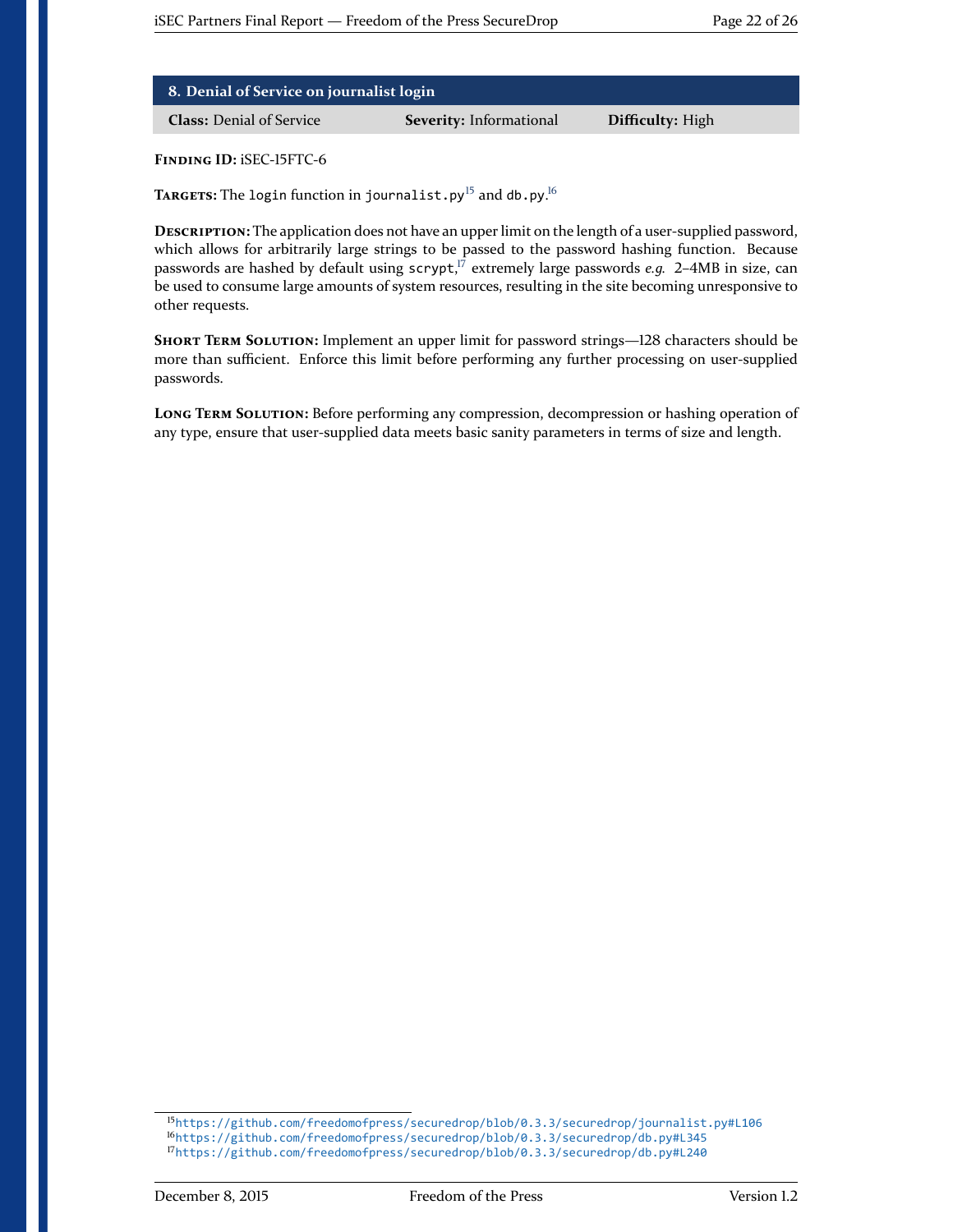## 8. Denial of Service on journalist login

| **Class:** Denial of Service | **Severity:** Informational | **Difficulty:** High |
| --- | --- | --- |

**Finding ID:** iSEC-15FTC-6

**Targets:** The `login` function in `journalist.py`[15] and `db.py`.[16]

**Description:** The application does not have an upper limit on the length of a user-supplied password, which allows for arbitrarily large strings to be passed to the password hashing function. Because passwords are hashed by default using `scrypt`,[17] extremely large passwords *e.g.* 2–4MB in size, can be used to consume large amounts of system resources, resulting in the site becoming unresponsive to other requests.

**Short Term Solution:** Implement an upper limit for password strings—128 characters should be more than sufficient. Enforce this limit before performing any further processing on user-supplied passwords.

**Long Term Solution:** Before performing any compression, decompression or hashing operation of any type, ensure that user-supplied data meets basic sanity parameters in terms of size and length.

---

[15] https://github.com/freedomofpress/securedrop/blob/0.3.3/securedrop/journalist.py#L106

[16] https://github.com/freedomofpress/securedrop/blob/0.3.3/securedrop/db.py#L345

[17] https://github.com/freedomofpress/securedrop/blob/0.3.3/securedrop/db.py#L240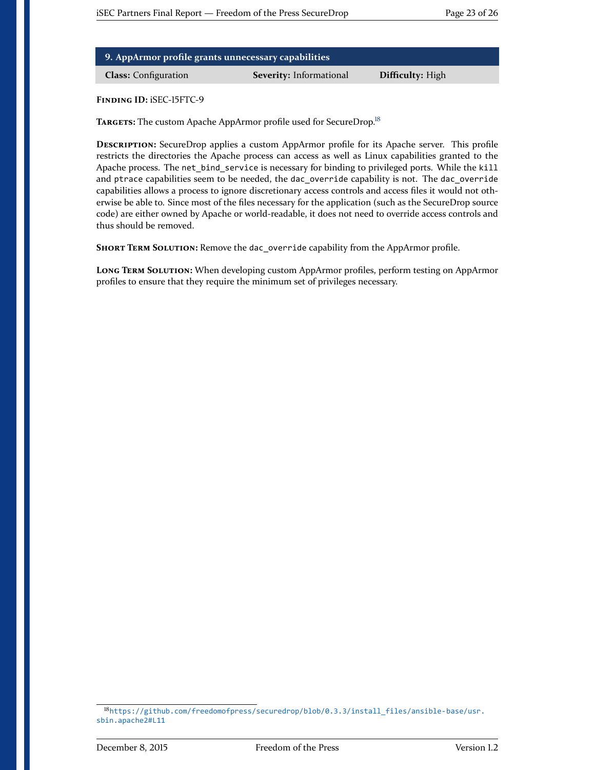## 9. AppArmor profile grants unnecessary capabilities

| **Class:** Configuration | **Severity:** Informational | **Difficulty:** High |
|---|---|---|

**Finding ID:** iSEC-15FTC-9

**Targets:** The custom Apache AppArmor profile used for SecureDrop.[18]

**Description:** SecureDrop applies a custom AppArmor profile for its Apache server. This profile restricts the directories the Apache process can access as well as Linux capabilities granted to the Apache process. The `net_bind_service` is necessary for binding to privileged ports. While the `kill` and `ptrace` capabilities seem to be needed, the `dac_override` capability is not. The `dac_override` capabilities allows a process to ignore discretionary access controls and access files it would not otherwise be able to. Since most of the files necessary for the application (such as the SecureDrop source code) are either owned by Apache or world-readable, it does not need to override access controls and thus should be removed.

**Short Term Solution:** Remove the `dac_override` capability from the AppArmor profile.

**Long Term Solution:** When developing custom AppArmor profiles, perform testing on AppArmor profiles to ensure that they require the minimum set of privileges necessary.

[18] https://github.com/freedomofpress/securedrop/blob/0.3.3/install_files/ansible-base/usr.sbin.apache2#L11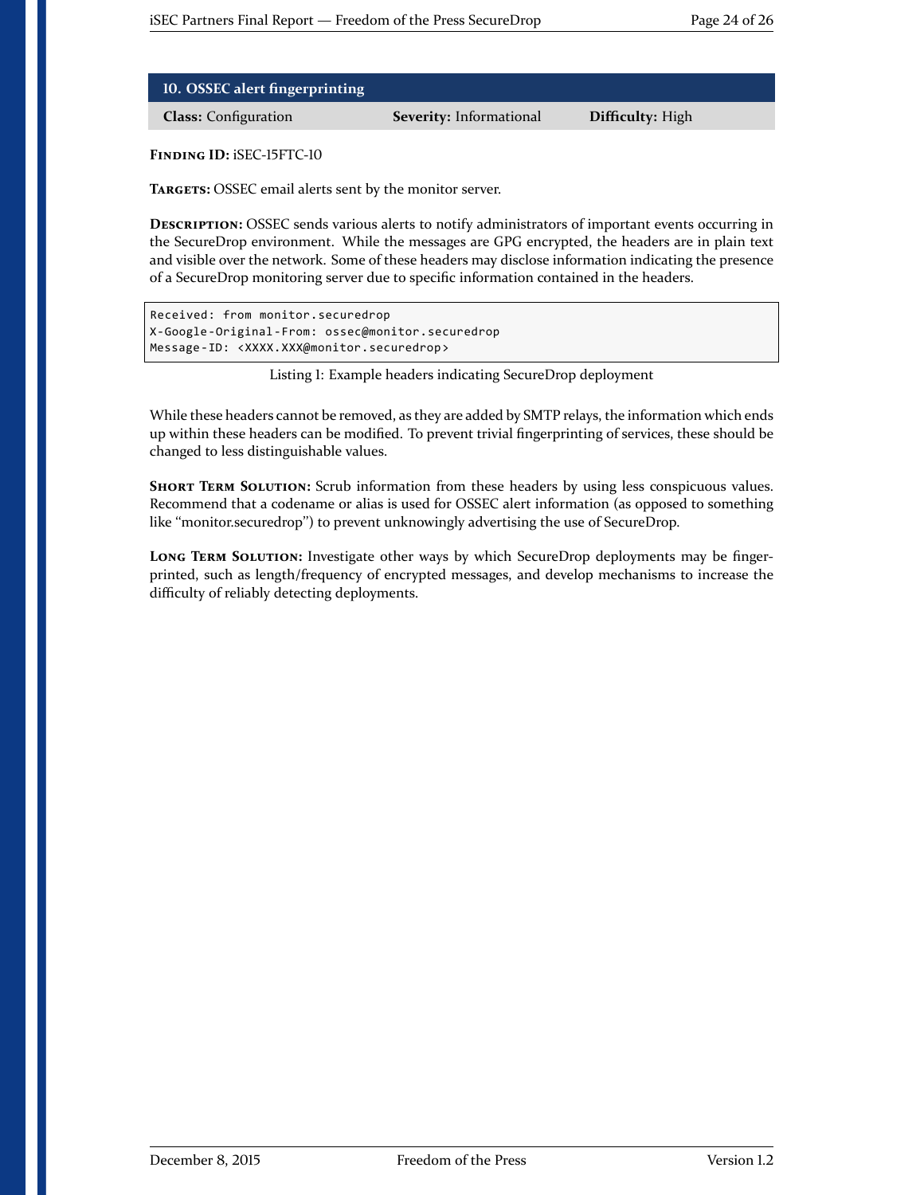## 10. OSSEC alert fingerprinting

| **Class:** Configuration | **Severity:** Informational | **Difficulty:** High |
|---|---|---|

**Finding ID:** iSEC-15FTC-10

**Targets:** OSSEC email alerts sent by the monitor server.

**Description:** OSSEC sends various alerts to notify administrators of important events occurring in the SecureDrop environment. While the messages are GPG encrypted, the headers are in plain text and visible over the network. Some of these headers may disclose information indicating the presence of a SecureDrop monitoring server due to specific information contained in the headers.

```
Received: from monitor.securedrop
X-Google-Original-From: ossec@monitor.securedrop
Message-ID: <XXXX.XXX@monitor.securedrop>
```

Listing 1: Example headers indicating SecureDrop deployment

While these headers cannot be removed, as they are added by SMTP relays, the information which ends up within these headers can be modified. To prevent trivial fingerprinting of services, these should be changed to less distinguishable values.

**Short Term Solution:** Scrub information from these headers by using less conspicuous values. Recommend that a codename or alias is used for OSSEC alert information (as opposed to something like "monitor.securedrop") to prevent unknowingly advertising the use of SecureDrop.

**Long Term Solution:** Investigate other ways by which SecureDrop deployments may be fingerprinted, such as length/frequency of encrypted messages, and develop mechanisms to increase the difficulty of reliably detecting deployments.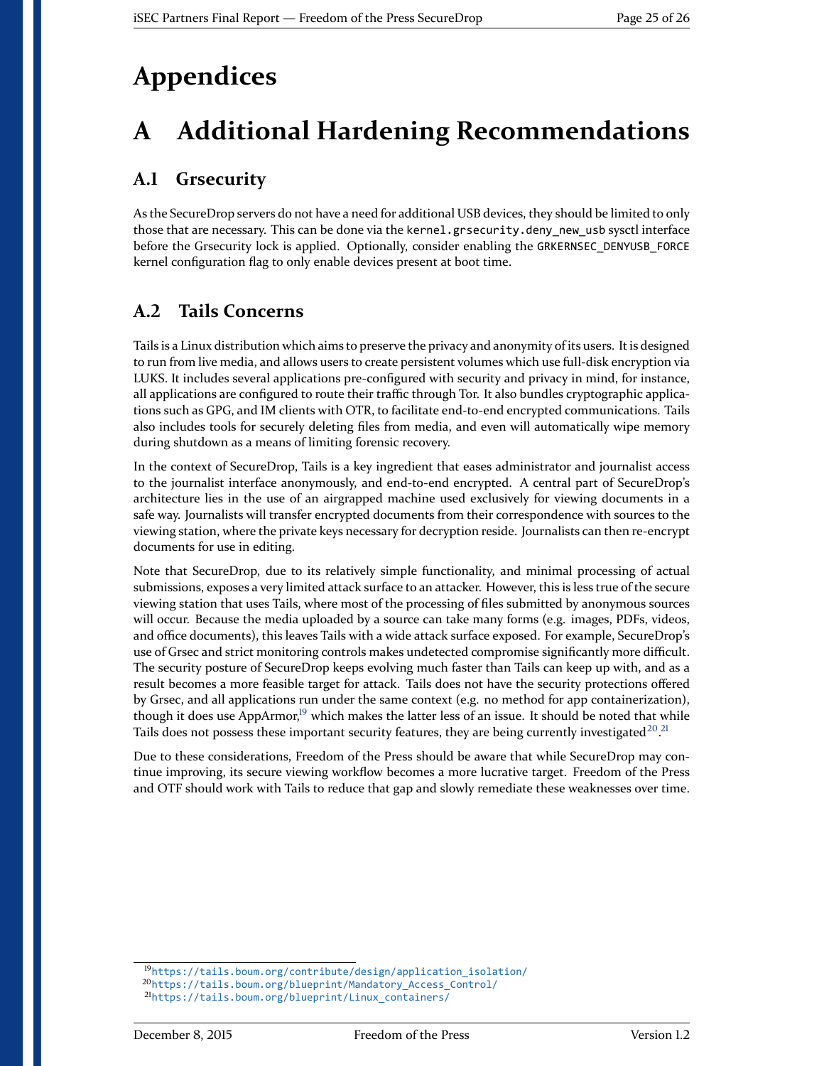# Appendices

# A Additional Hardening Recommendations

## A.1 Grsecurity

As the SecureDrop servers do not have a need for additional USB devices, they should be limited to only those that are necessary. This can be done via the `kernel.grsecurity.deny_new_usb` sysctl interface before the Grsecurity lock is applied. Optionally, consider enabling the `GRKERNSEC_DENYUSB_FORCE` kernel configuration flag to only enable devices present at boot time.

## A.2 Tails Concerns

Tails is a Linux distribution which aims to preserve the privacy and anonymity of its users. It is designed to run from live media, and allows users to create persistent volumes which use full-disk encryption via LUKS. It includes several applications pre-configured with security and privacy in mind, for instance, all applications are configured to route their traffic through Tor. It also bundles cryptographic applications such as GPG, and IM clients with OTR, to facilitate end-to-end encrypted communications. Tails also includes tools for securely deleting files from media, and even will automatically wipe memory during shutdown as a means of limiting forensic recovery.

In the context of SecureDrop, Tails is a key ingredient that eases administrator and journalist access to the journalist interface anonymously, and end-to-end encrypted. A central part of SecureDrop's architecture lies in the use of an airgrapped machine used exclusively for viewing documents in a safe way. Journalists will transfer encrypted documents from their correspondence with sources to the viewing station, where the private keys necessary for decryption reside. Journalists can then re-encrypt documents for use in editing.

Note that SecureDrop, due to its relatively simple functionality, and minimal processing of actual submissions, exposes a very limited attack surface to an attacker. However, this is less true of the secure viewing station that uses Tails, where most of the processing of files submitted by anonymous sources will occur. Because the media uploaded by a source can take many forms (e.g. images, PDFs, videos, and office documents), this leaves Tails with a wide attack surface exposed. For example, SecureDrop's use of Grsec and strict monitoring controls makes undetected compromise significantly more difficult. The security posture of SecureDrop keeps evolving much faster than Tails can keep up with, and as a result becomes a more feasible target for attack. Tails does not have the security protections offered by Grsec, and all applications run under the same context (e.g. no method for app containerization), though it does use AppArmor,[19] which makes the latter less of an issue. It should be noted that while Tails does not possess these important security features, they are being currently investigated[20].[21]

Due to these considerations, Freedom of the Press should be aware that while SecureDrop may continue improving, its secure viewing workflow becomes a more lucrative target. Freedom of the Press and OTF should work with Tails to reduce that gap and slowly remediate these weaknesses over time.

---

[19] https://tails.boum.org/contribute/design/application_isolation/

[20] https://tails.boum.org/blueprint/Mandatory_Access_Control/

[21] https://tails.boum.org/blueprint/Linux_containers/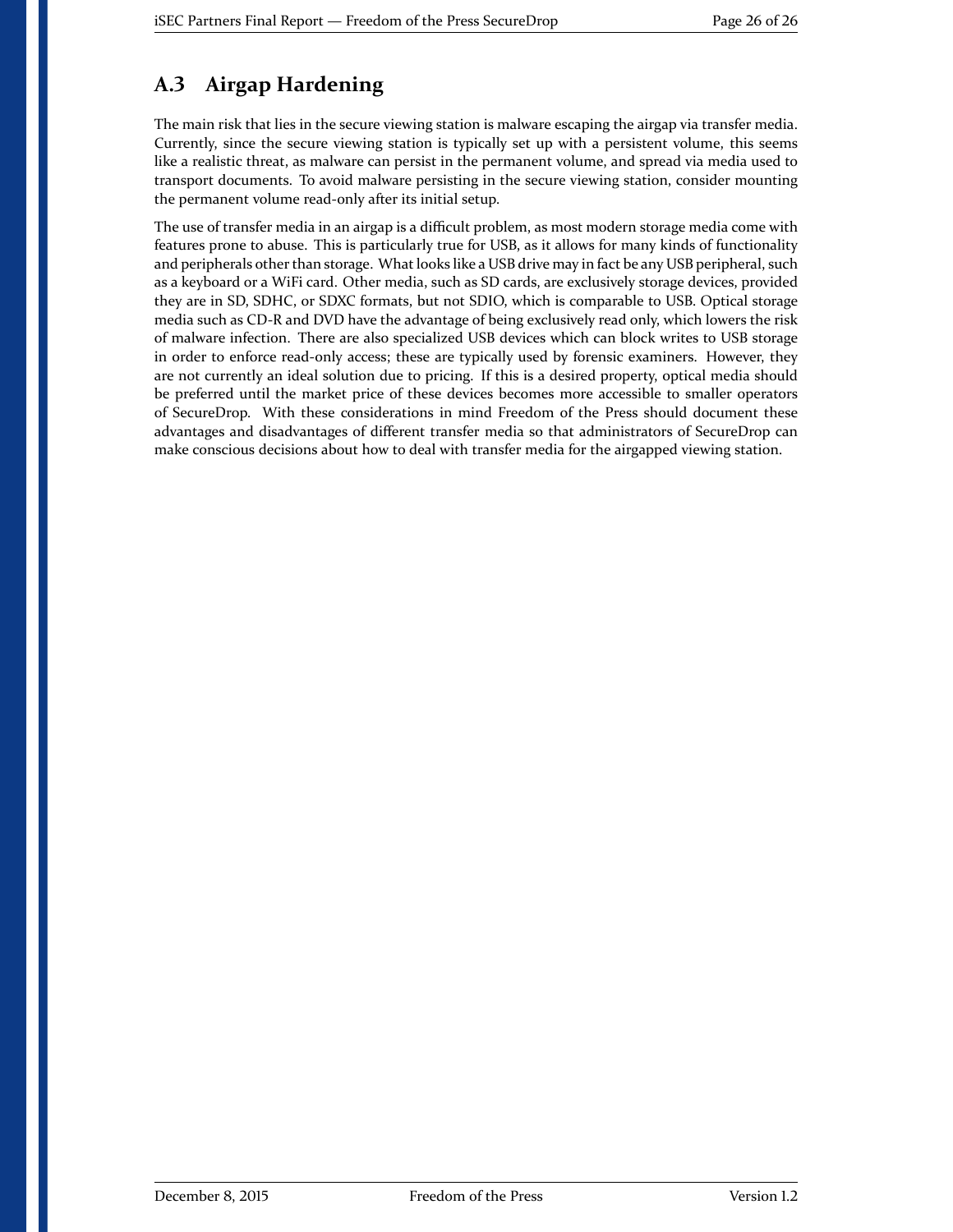## A.3 Airgap Hardening

The main risk that lies in the secure viewing station is malware escaping the airgap via transfer media. Currently, since the secure viewing station is typically set up with a persistent volume, this seems like a realistic threat, as malware can persist in the permanent volume, and spread via media used to transport documents. To avoid malware persisting in the secure viewing station, consider mounting the permanent volume read-only after its initial setup.

The use of transfer media in an airgap is a difficult problem, as most modern storage media come with features prone to abuse. This is particularly true for USB, as it allows for many kinds of functionality and peripherals other than storage. What looks like a USB drive may in fact be any USB peripheral, such as a keyboard or a WiFi card. Other media, such as SD cards, are exclusively storage devices, provided they are in SD, SDHC, or SDXC formats, but not SDIO, which is comparable to USB. Optical storage media such as CD-R and DVD have the advantage of being exclusively read only, which lowers the risk of malware infection. There are also specialized USB devices which can block writes to USB storage in order to enforce read-only access; these are typically used by forensic examiners. However, they are not currently an ideal solution due to pricing. If this is a desired property, optical media should be preferred until the market price of these devices becomes more accessible to smaller operators of SecureDrop. With these considerations in mind Freedom of the Press should document these advantages and disadvantages of different transfer media so that administrators of SecureDrop can make conscious decisions about how to deal with transfer media for the airgapped viewing station.